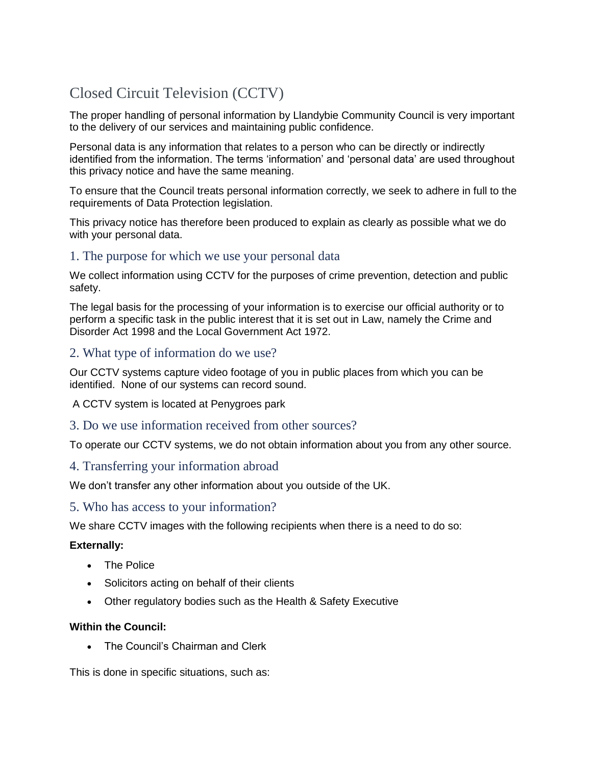# Closed Circuit Television (CCTV)

The proper handling of personal information by Llandybie Community Council is very important to the delivery of our services and maintaining public confidence.

Personal data is any information that relates to a person who can be directly or indirectly identified from the information. The terms 'information' and 'personal data' are used throughout this privacy notice and have the same meaning.

To ensure that the Council treats personal information correctly, we seek to adhere in full to the requirements of Data Protection legislation.

This privacy notice has therefore been produced to explain as clearly as possible what we do with your personal data.

## 1. The purpose for which we use your personal data

We collect information using CCTV for the purposes of crime prevention, detection and public safety.

The legal basis for the processing of your information is to exercise our official authority or to perform a specific task in the public interest that it is set out in Law, namely the Crime and Disorder Act 1998 and the Local Government Act 1972.

## 2. What type of information do we use?

Our CCTV systems capture video footage of you in public places from which you can be identified. None of our systems can record sound.

A CCTV system is located at Penygroes park

## 3. Do we use information received from other sources?

To operate our CCTV systems, we do not obtain information about you from any other source.

## 4. Transferring your information abroad

We don't transfer any other information about you outside of the UK.

## 5. Who has access to your information?

We share CCTV images with the following recipients when there is a need to do so:

**Externally:**

- The Police
- Solicitors acting on behalf of their clients
- Other regulatory bodies such as the Health & Safety Executive

**Within the Council:**

- The Council's Chairman and Clerk

This is done in specific situations, such as: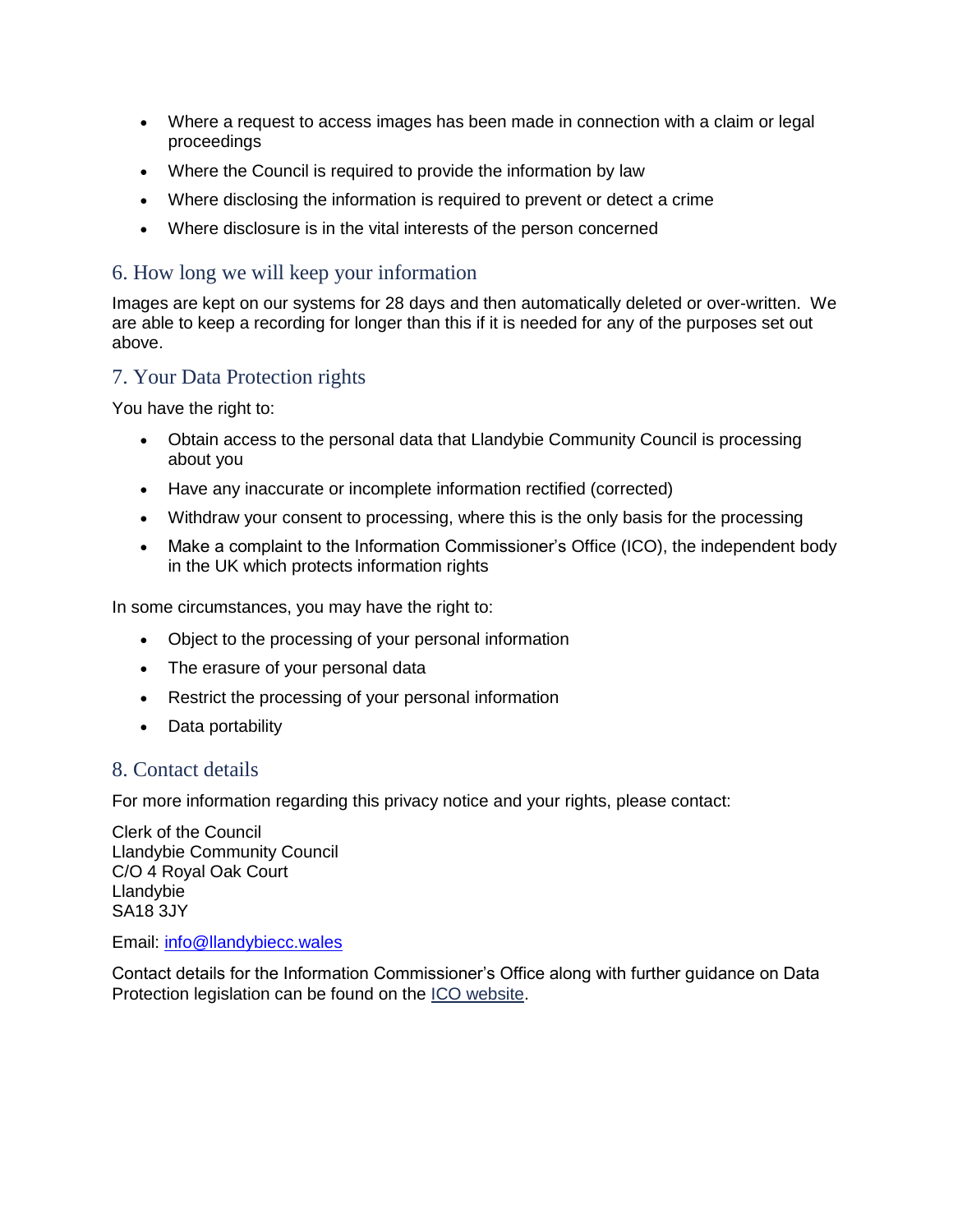- Where a request to access images has been made in connection with a claim or legal proceedings
- Where the Council is required to provide the information by law
- Where disclosing the information is required to prevent or detect a crime
- Where disclosure is in the vital interests of the person concerned

## 6. How long we will keep your information

Images are kept on our systems for 28 days and then automatically deleted or over-written. We are able to keep a recording for longer than this if it is needed for any of the purposes set out above.

## 7. Your Data Protection rights

You have the right to:

- Obtain access to the personal data that Llandybie Community Council is processing about you
- Have any inaccurate or incomplete information rectified (corrected)
- Withdraw your consent to processing, where this is the only basis for the processing
- Make a complaint to the Information Commissioner's Office (ICO), the independent body in the UK which protects information rights

In some circumstances, you may have the right to:

- Object to the processing of your personal information
- The erasure of your personal data
- Restrict the processing of your personal information
- Data portability

## 8. Contact details

For more information regarding this privacy notice and your rights, please contact:

Clerk of the Council
Llandybie Community Council
C/O 4 Royal Oak Court
Llandybie
SA18 3JY

Email: info@llandybiecc.wales

Contact details for the Information Commissioner's Office along with further guidance on Data Protection legislation can be found on the ICO website.